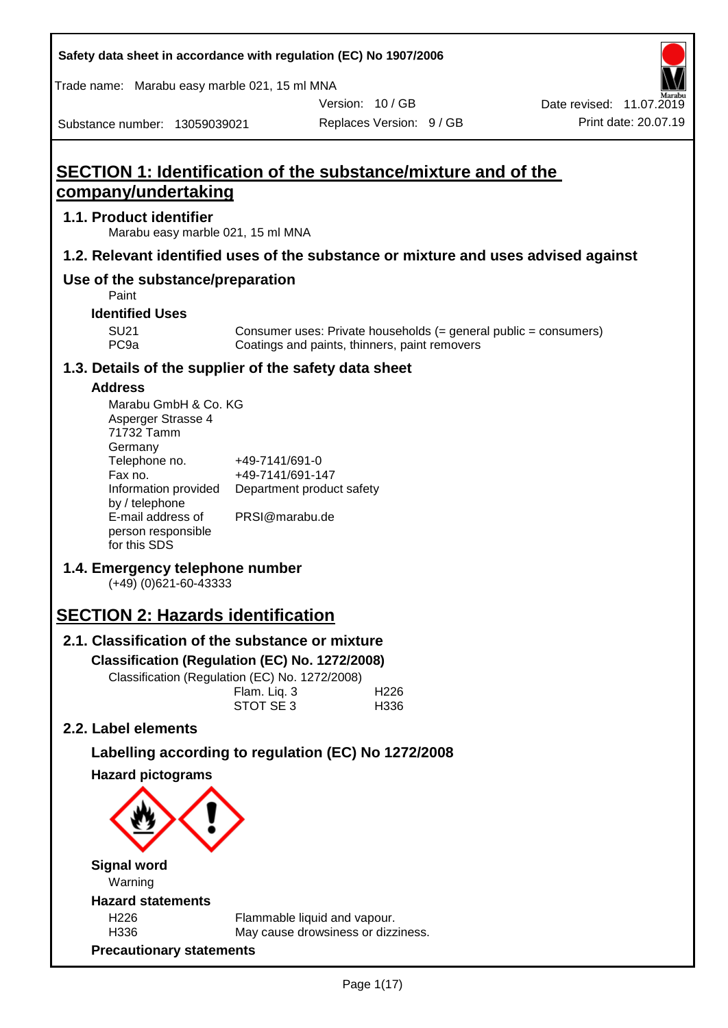Safety data sheet in accordance with regulation (EC) No 1907/2006

Trade name: Marabu easy marble 021, 15 ml MNA

Version: 10 / GB
Date revised: 11.07.2019

Substance number: 13059039021
Replaces Version: 9 / GB
Print date: 20.07.19

# SECTION 1: Identification of the substance/mixture and of the company/undertaking

## 1.1. Product identifier

Marabu easy marble 021, 15 ml MNA

## 1.2. Relevant identified uses of the substance or mixture and uses advised against

## Use of the substance/preparation

Paint

### Identified Uses

| | |
|---|---|
| SU21 | Consumer uses: Private households (= general public = consumers) |
| PC9a | Coatings and paints, thinners, paint removers |

## 1.3. Details of the supplier of the safety data sheet

### Address

Marabu GmbH & Co. KG
Asperger Strasse 4
71732 Tamm
Germany

| | |
|---|---|
| Telephone no. | +49-7141/691-0 |
| Fax no. | +49-7141/691-147 |
| Information provided by / telephone | Department product safety |
| E-mail address of person responsible for this SDS | PRSI@marabu.de |

## 1.4. Emergency telephone number

(+49) (0)621-60-43333

# SECTION 2: Hazards identification

## 2.1. Classification of the substance or mixture

### Classification (Regulation (EC) No. 1272/2008)

Classification (Regulation (EC) No. 1272/2008)

| | |
|---|---|
| Flam. Liq. 3 | H226 |
| STOT SE 3 | H336 |

## 2.2. Label elements

### Labelling according to regulation (EC) No 1272/2008

### Hazard pictograms

### Signal word

Warning

### Hazard statements

| | |
|---|---|
| H226 | Flammable liquid and vapour. |
| H336 | May cause drowsiness or dizziness. |

### Precautionary statements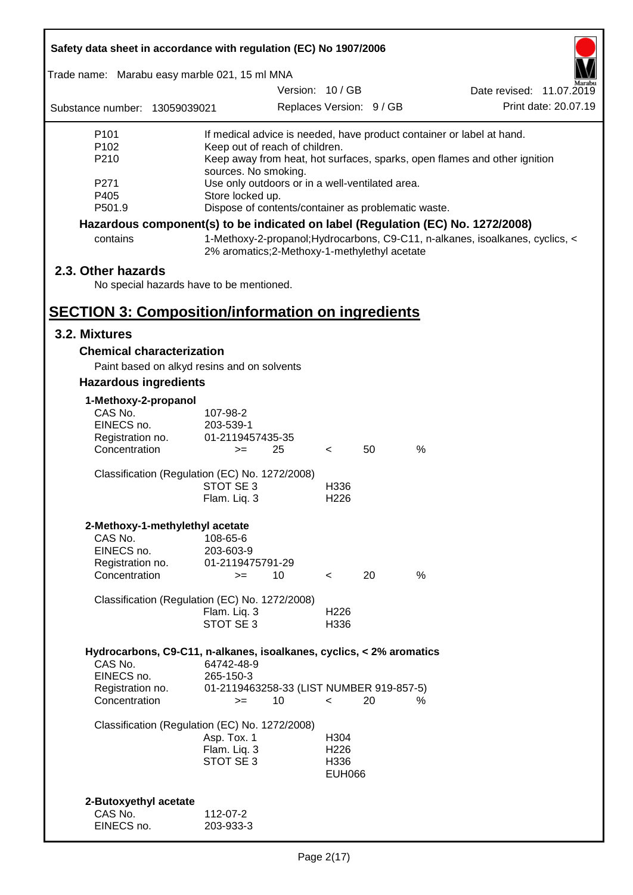| | |
|---|---|
| P101 | If medical advice is needed, have product container or label at hand. |
| P102 | Keep out of reach of children. |
| P210 | Keep away from heat, hot surfaces, sparks, open flames and other ignition sources. No smoking. |
| P271 | Use only outdoors or in a well-ventilated area. |
| P405 | Store locked up. |
| P501.9 | Dispose of contents/container as problematic waste. |

**Hazardous component(s) to be indicated on label (Regulation (EC) No. 1272/2008)**

| | |
|---|---|
| contains | 1-Methoxy-2-propanol;Hydrocarbons, C9-C11, n-alkanes, isoalkanes, cyclics, < 2% aromatics;2-Methoxy-1-methylethyl acetate |

## 2.3. Other hazards

No special hazards have to be mentioned.

# SECTION 3: Composition/information on ingredients

## 3.2. Mixtures

### Chemical characterization

Paint based on alkyd resins and on solvents

### Hazardous ingredients

**1-Methoxy-2-propanol**

| | | | | | |
|---|---|---|---|---|---|
| CAS No. | 107-98-2 | | | | |
| EINECS no. | 203-539-1 | | | | |
| Registration no. | 01-2119457435-35 | | | | |
| Concentration | >= | 25 | < | 50 | % |

Classification (Regulation (EC) No. 1272/2008)

| | |
|---|---|
| STOT SE 3 | H336 |
| Flam. Liq. 3 | H226 |

**2-Methoxy-1-methylethyl acetate**

| | | | | | |
|---|---|---|---|---|---|
| CAS No. | 108-65-6 | | | | |
| EINECS no. | 203-603-9 | | | | |
| Registration no. | 01-2119475791-29 | | | | |
| Concentration | >= | 10 | < | 20 | % |

Classification (Regulation (EC) No. 1272/2008)

| | |
|---|---|
| Flam. Liq. 3 | H226 |
| STOT SE 3 | H336 |

**Hydrocarbons, C9-C11, n-alkanes, isoalkanes, cyclics, < 2% aromatics**

| | | | | | |
|---|---|---|---|---|---|
| CAS No. | 64742-48-9 | | | | |
| EINECS no. | 265-150-3 | | | | |
| Registration no. | 01-2119463258-33 (LIST NUMBER 919-857-5) | | | | |
| Concentration | >= | 10 | < | 20 | % |

Classification (Regulation (EC) No. 1272/2008)

| | |
|---|---|
| Asp. Tox. 1 | H304 |
| Flam. Liq. 3 | H226 |
| STOT SE 3 | H336 |
| | EUH066 |

**2-Butoxyethyl acetate**

| | |
|---|---|
| CAS No. | 112-07-2 |
| EINECS no. | 203-933-3 |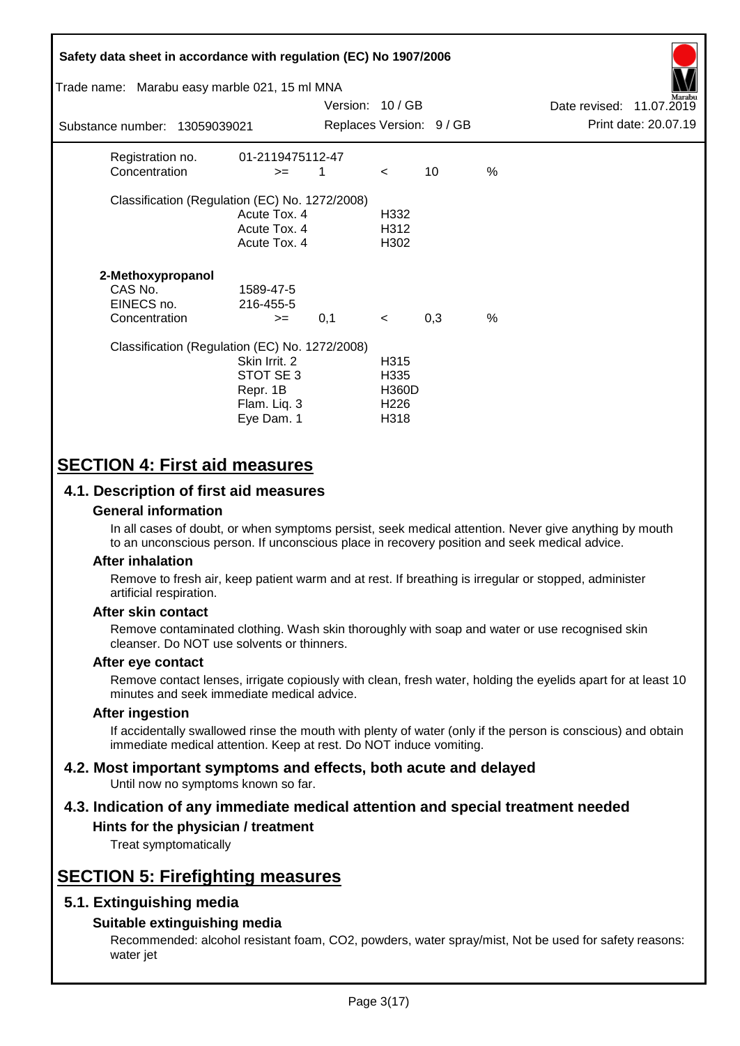| | | | | | |
|---|---|---|---|---|---|
| Registration no. | 01-2119475112-47 | | | | |
| Concentration | >= | 1 | < | 10 | % |

Classification (Regulation (EC) No. 1272/2008)

| | |
|---|---|
| Acute Tox. 4 | H332 |
| Acute Tox. 4 | H312 |
| Acute Tox. 4 | H302 |

**2-Methoxypropanol**

| | | | | | |
|---|---|---|---|---|---|
| CAS No. | 1589-47-5 | | | | |
| EINECS no. | 216-455-5 | | | | |
| Concentration | >= | 0,1 | < | 0,3 | % |

Classification (Regulation (EC) No. 1272/2008)

| | |
|---|---|
| Skin Irrit. 2 | H315 |
| STOT SE 3 | H335 |
| Repr. 1B | H360D |
| Flam. Liq. 3 | H226 |
| Eye Dam. 1 | H318 |

# SECTION 4: First aid measures

## 4.1. Description of first aid measures

### General information

In all cases of doubt, or when symptoms persist, seek medical attention. Never give anything by mouth to an unconscious person. If unconscious place in recovery position and seek medical advice.

### After inhalation

Remove to fresh air, keep patient warm and at rest. If breathing is irregular or stopped, administer artificial respiration.

### After skin contact

Remove contaminated clothing. Wash skin thoroughly with soap and water or use recognised skin cleanser. Do NOT use solvents or thinners.

### After eye contact

Remove contact lenses, irrigate copiously with clean, fresh water, holding the eyelids apart for at least 10 minutes and seek immediate medical advice.

### After ingestion

If accidentally swallowed rinse the mouth with plenty of water (only if the person is conscious) and obtain immediate medical attention. Keep at rest. Do NOT induce vomiting.

## 4.2. Most important symptoms and effects, both acute and delayed

Until now no symptoms known so far.

## 4.3. Indication of any immediate medical attention and special treatment needed

### Hints for the physician / treatment

Treat symptomatically

# SECTION 5: Firefighting measures

## 5.1. Extinguishing media

### Suitable extinguishing media

Recommended: alcohol resistant foam, $CO_2$, powders, water spray/mist, Not be used for safety reasons: water jet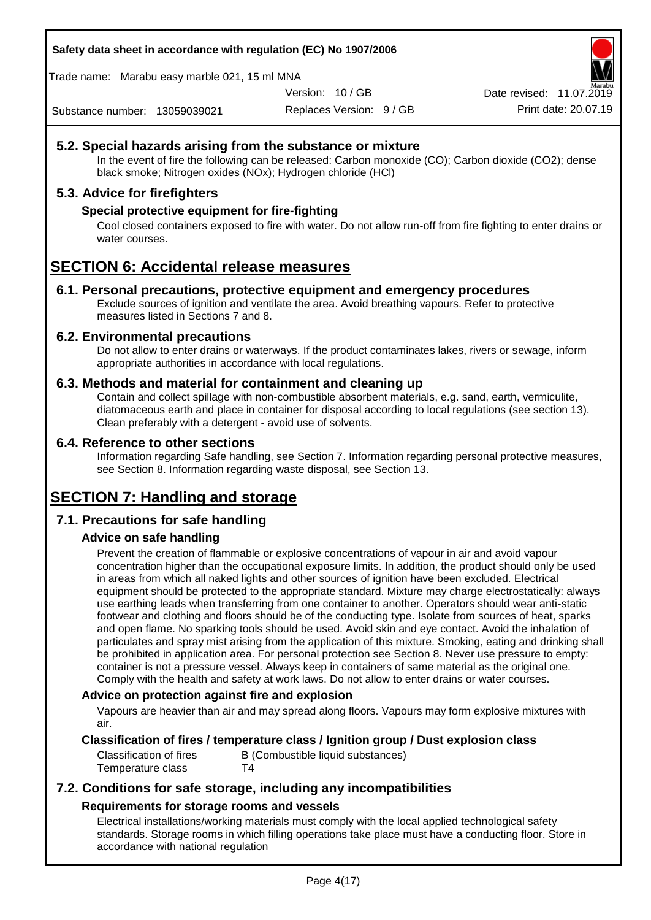## 5.2. Special hazards arising from the substance or mixture

In the event of fire the following can be released: Carbon monoxide (CO); Carbon dioxide ($CO_2$); dense black smoke; Nitrogen oxides (NOx); Hydrogen chloride (HCl)

## 5.3. Advice for firefighters

### Special protective equipment for fire-fighting

Cool closed containers exposed to fire with water. Do not allow run-off from fire fighting to enter drains or water courses.

# SECTION 6: Accidental release measures

## 6.1. Personal precautions, protective equipment and emergency procedures

Exclude sources of ignition and ventilate the area. Avoid breathing vapours. Refer to protective measures listed in Sections 7 and 8.

## 6.2. Environmental precautions

Do not allow to enter drains or waterways. If the product contaminates lakes, rivers or sewage, inform appropriate authorities in accordance with local regulations.

## 6.3. Methods and material for containment and cleaning up

Contain and collect spillage with non-combustible absorbent materials, e.g. sand, earth, vermiculite, diatomaceous earth and place in container for disposal according to local regulations (see section 13). Clean preferably with a detergent - avoid use of solvents.

## 6.4. Reference to other sections

Information regarding Safe handling, see Section 7. Information regarding personal protective measures, see Section 8. Information regarding waste disposal, see Section 13.

# SECTION 7: Handling and storage

## 7.1. Precautions for safe handling

### Advice on safe handling

Prevent the creation of flammable or explosive concentrations of vapour in air and avoid vapour concentration higher than the occupational exposure limits. In addition, the product should only be used in areas from which all naked lights and other sources of ignition have been excluded. Electrical equipment should be protected to the appropriate standard. Mixture may charge electrostatically: always use earthing leads when transferring from one container to another. Operators should wear anti-static footwear and clothing and floors should be of the conducting type. Isolate from sources of heat, sparks and open flame. No sparking tools should be used. Avoid skin and eye contact. Avoid the inhalation of particulates and spray mist arising from the application of this mixture. Smoking, eating and drinking shall be prohibited in application area. For personal protection see Section 8. Never use pressure to empty: container is not a pressure vessel. Always keep in containers of same material as the original one. Comply with the health and safety at work laws. Do not allow to enter drains or water courses.

### Advice on protection against fire and explosion

Vapours are heavier than air and may spread along floors. Vapours may form explosive mixtures with air.

### Classification of fires / temperature class / Ignition group / Dust explosion class

| | |
|---|---|
| Classification of fires | B (Combustible liquid substances) |
| Temperature class | T4 |

## 7.2. Conditions for safe storage, including any incompatibilities

### Requirements for storage rooms and vessels

Electrical installations/working materials must comply with the local applied technological safety standards. Storage rooms in which filling operations take place must have a conducting floor. Store in accordance with national regulation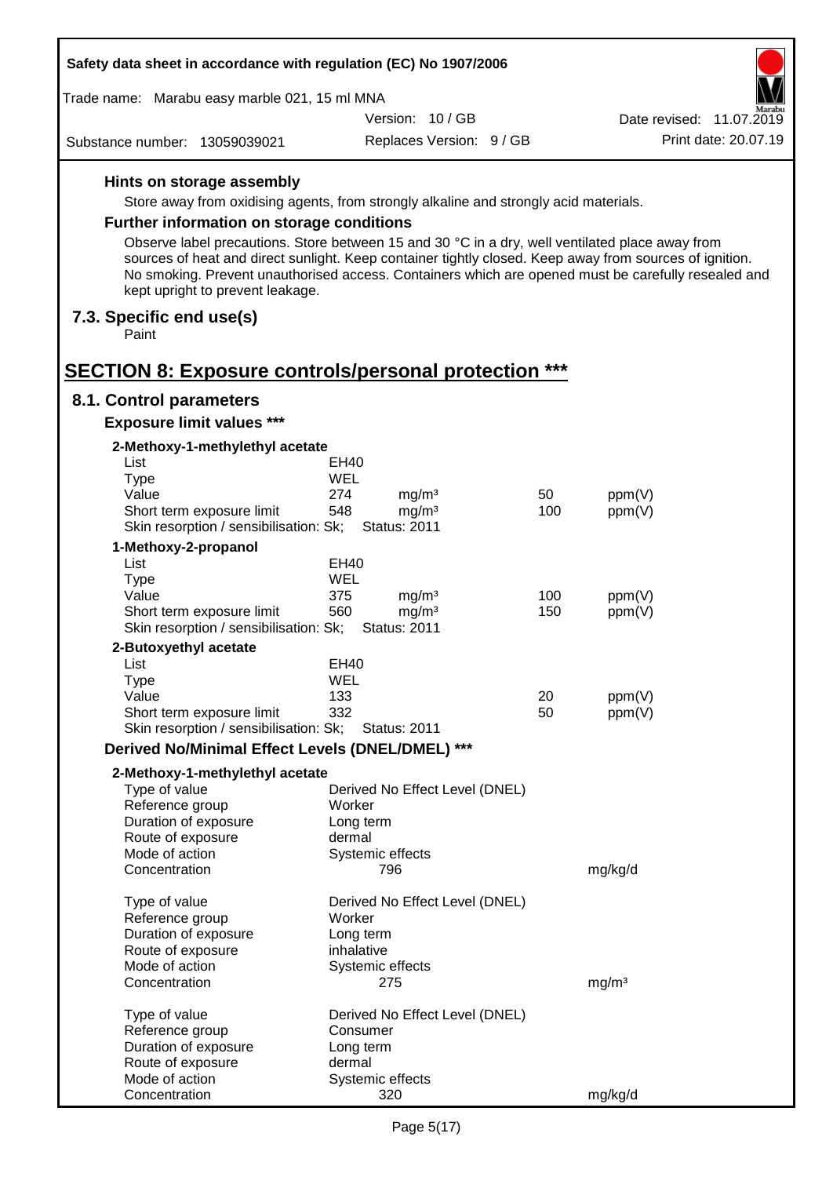### Hints on storage assembly

Store away from oxidising agents, from strongly alkaline and strongly acid materials.

### Further information on storage conditions

Observe label precautions. Store between 15 and 30 °C in a dry, well ventilated place away from sources of heat and direct sunlight. Keep container tightly closed. Keep away from sources of ignition. No smoking. Prevent unauthorised access. Containers which are opened must be carefully resealed and kept upright to prevent leakage.

## 7.3. Specific end use(s)

Paint

# SECTION 8: Exposure controls/personal protection ***

## 8.1. Control parameters

### Exposure limit values ***

**2-Methoxy-1-methylethyl acetate**

| | | | | |
|---|---|---|---|---|
| List | EH40 | | | |
| Type | WEL | | | |
| Value | 274 | mg/m³ | 50 | ppm(V) |
| Short term exposure limit | 548 | mg/m³ | 100 | ppm(V) |
| Skin resorption / sensibilisation: Sk; | Status: 2011 | | | |

**1-Methoxy-2-propanol**

| | | | | |
|---|---|---|---|---|
| List | EH40 | | | |
| Type | WEL | | | |
| Value | 375 | mg/m³ | 100 | ppm(V) |
| Short term exposure limit | 560 | mg/m³ | 150 | ppm(V) |
| Skin resorption / sensibilisation: Sk; | Status: 2011 | | | |

**2-Butoxyethyl acetate**

| | | | | |
|---|---|---|---|---|
| List | EH40 | | | |
| Type | WEL | | | |
| Value | 133 | | 20 | ppm(V) |
| Short term exposure limit | 332 | | 50 | ppm(V) |
| Skin resorption / sensibilisation: Sk; | Status: 2011 | | | |

### Derived No/Minimal Effect Levels (DNEL/DMEL) ***

**2-Methoxy-1-methylethyl acetate**

| | | |
|---|---|---|
| Type of value | Derived No Effect Level (DNEL) | |
| Reference group | Worker | |
| Duration of exposure | Long term | |
| Route of exposure | dermal | |
| Mode of action | Systemic effects | |
| Concentration | 796 | mg/kg/d |

| | | |
|---|---|---|
| Type of value | Derived No Effect Level (DNEL) | |
| Reference group | Worker | |
| Duration of exposure | Long term | |
| Route of exposure | inhalative | |
| Mode of action | Systemic effects | |
| Concentration | 275 | mg/m³ |

| | | |
|---|---|---|
| Type of value | Derived No Effect Level (DNEL) | |
| Reference group | Consumer | |
| Duration of exposure | Long term | |
| Route of exposure | dermal | |
| Mode of action | Systemic effects | |
| Concentration | 320 | mg/kg/d |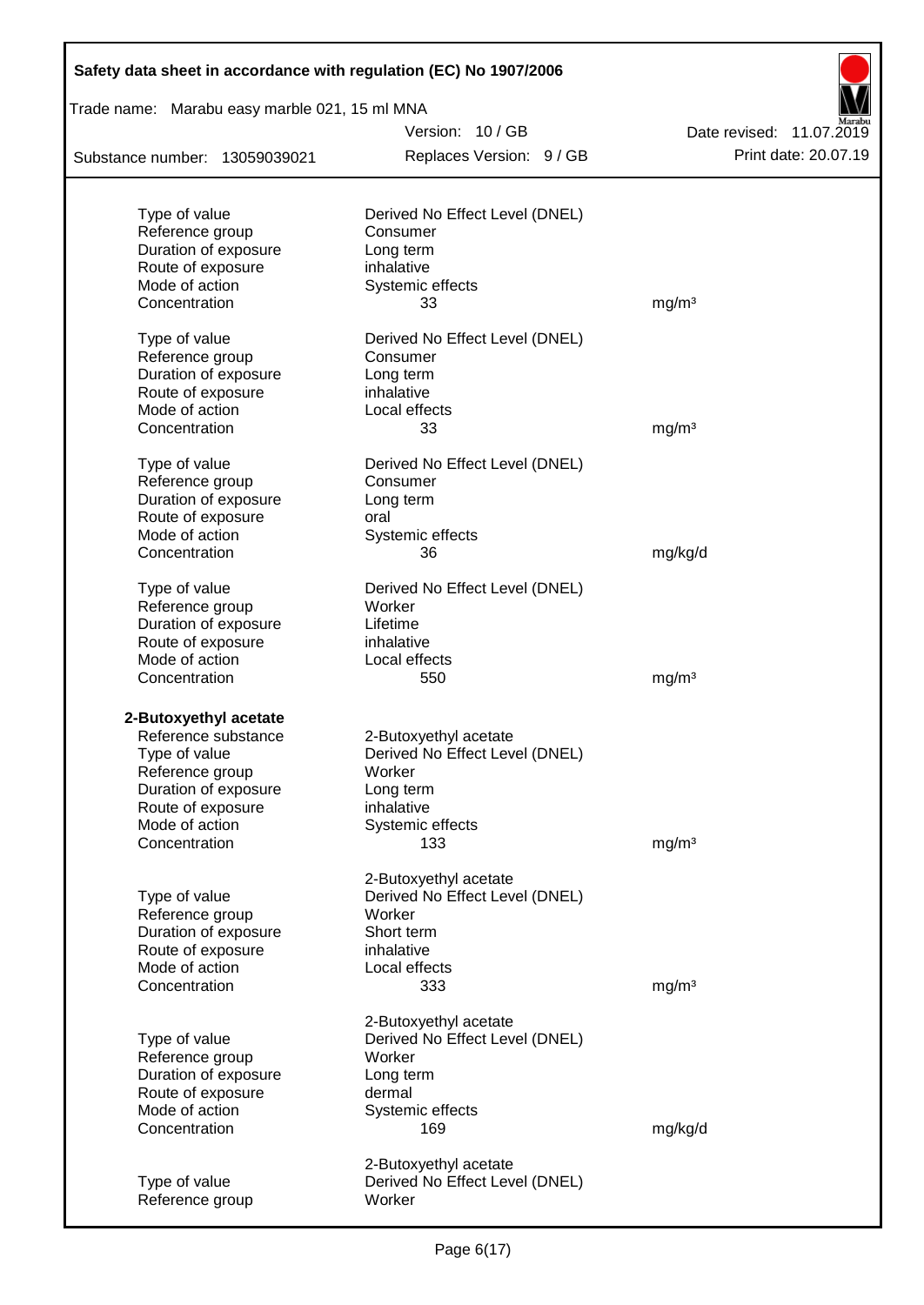| | | |
|---|---|---|
| Type of value | Derived No Effect Level (DNEL) | |
| Reference group | Consumer | |
| Duration of exposure | Long term | |
| Route of exposure | inhalative | |
| Mode of action | Systemic effects | |
| Concentration | 33 | mg/m³ |
| | | |
| Type of value | Derived No Effect Level (DNEL) | |
| Reference group | Consumer | |
| Duration of exposure | Long term | |
| Route of exposure | inhalative | |
| Mode of action | Local effects | |
| Concentration | 33 | mg/m³ |
| | | |
| Type of value | Derived No Effect Level (DNEL) | |
| Reference group | Consumer | |
| Duration of exposure | Long term | |
| Route of exposure | oral | |
| Mode of action | Systemic effects | |
| Concentration | 36 | mg/kg/d |
| | | |
| Type of value | Derived No Effect Level (DNEL) | |
| Reference group | Worker | |
| Duration of exposure | Lifetime | |
| Route of exposure | inhalative | |
| Mode of action | Local effects | |
| Concentration | 550 | mg/m³ |

**2-Butoxyethyl acetate**

| | | |
|---|---|---|
| Reference substance | 2-Butoxyethyl acetate | |
| Type of value | Derived No Effect Level (DNEL) | |
| Reference group | Worker | |
| Duration of exposure | Long term | |
| Route of exposure | inhalative | |
| Mode of action | Systemic effects | |
| Concentration | 133 | mg/m³ |
| | | |
| | 2-Butoxyethyl acetate | |
| Type of value | Derived No Effect Level (DNEL) | |
| Reference group | Worker | |
| Duration of exposure | Short term | |
| Route of exposure | inhalative | |
| Mode of action | Local effects | |
| Concentration | 333 | mg/m³ |
| | | |
| | 2-Butoxyethyl acetate | |
| Type of value | Derived No Effect Level (DNEL) | |
| Reference group | Worker | |
| Duration of exposure | Long term | |
| Route of exposure | dermal | |
| Mode of action | Systemic effects | |
| Concentration | 169 | mg/kg/d |
| | | |
| | 2-Butoxyethyl acetate | |
| Type of value | Derived No Effect Level (DNEL) | |
| Reference group | Worker | |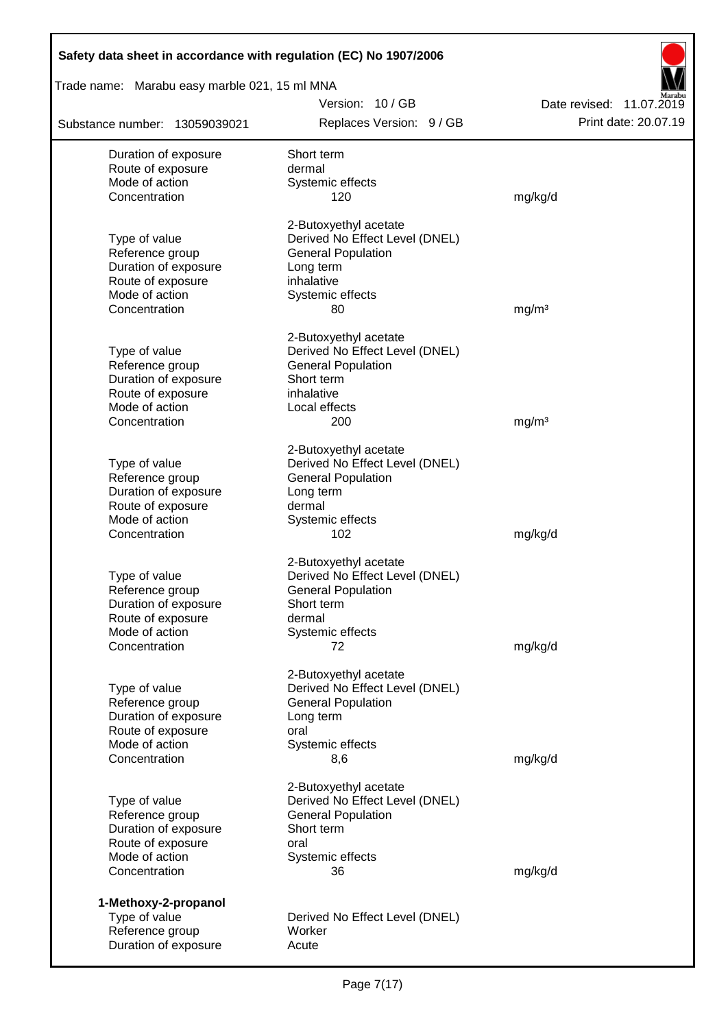| | | |
|---|---|---|
| Duration of exposure | Short term | |
| Route of exposure | dermal | |
| Mode of action | Systemic effects | |
| Concentration | 120 | mg/kg/d |
| | 2-Butoxyethyl acetate | |
| Type of value | Derived No Effect Level (DNEL) | |
| Reference group | General Population | |
| Duration of exposure | Long term | |
| Route of exposure | inhalative | |
| Mode of action | Systemic effects | |
| Concentration | 80 | mg/m³ |
| | 2-Butoxyethyl acetate | |
| Type of value | Derived No Effect Level (DNEL) | |
| Reference group | General Population | |
| Duration of exposure | Short term | |
| Route of exposure | inhalative | |
| Mode of action | Local effects | |
| Concentration | 200 | mg/m³ |
| | 2-Butoxyethyl acetate | |
| Type of value | Derived No Effect Level (DNEL) | |
| Reference group | General Population | |
| Duration of exposure | Long term | |
| Route of exposure | dermal | |
| Mode of action | Systemic effects | |
| Concentration | 102 | mg/kg/d |
| | 2-Butoxyethyl acetate | |
| Type of value | Derived No Effect Level (DNEL) | |
| Reference group | General Population | |
| Duration of exposure | Short term | |
| Route of exposure | dermal | |
| Mode of action | Systemic effects | |
| Concentration | 72 | mg/kg/d |
| | 2-Butoxyethyl acetate | |
| Type of value | Derived No Effect Level (DNEL) | |
| Reference group | General Population | |
| Duration of exposure | Long term | |
| Route of exposure | oral | |
| Mode of action | Systemic effects | |
| Concentration | 8,6 | mg/kg/d |
| | 2-Butoxyethyl acetate | |
| Type of value | Derived No Effect Level (DNEL) | |
| Reference group | General Population | |
| Duration of exposure | Short term | |
| Route of exposure | oral | |
| Mode of action | Systemic effects | |
| Concentration | 36 | mg/kg/d |

**1-Methoxy-2-propanol**

| | | |
|---|---|---|
| Type of value | Derived No Effect Level (DNEL) | |
| Reference group | Worker | |
| Duration of exposure | Acute | |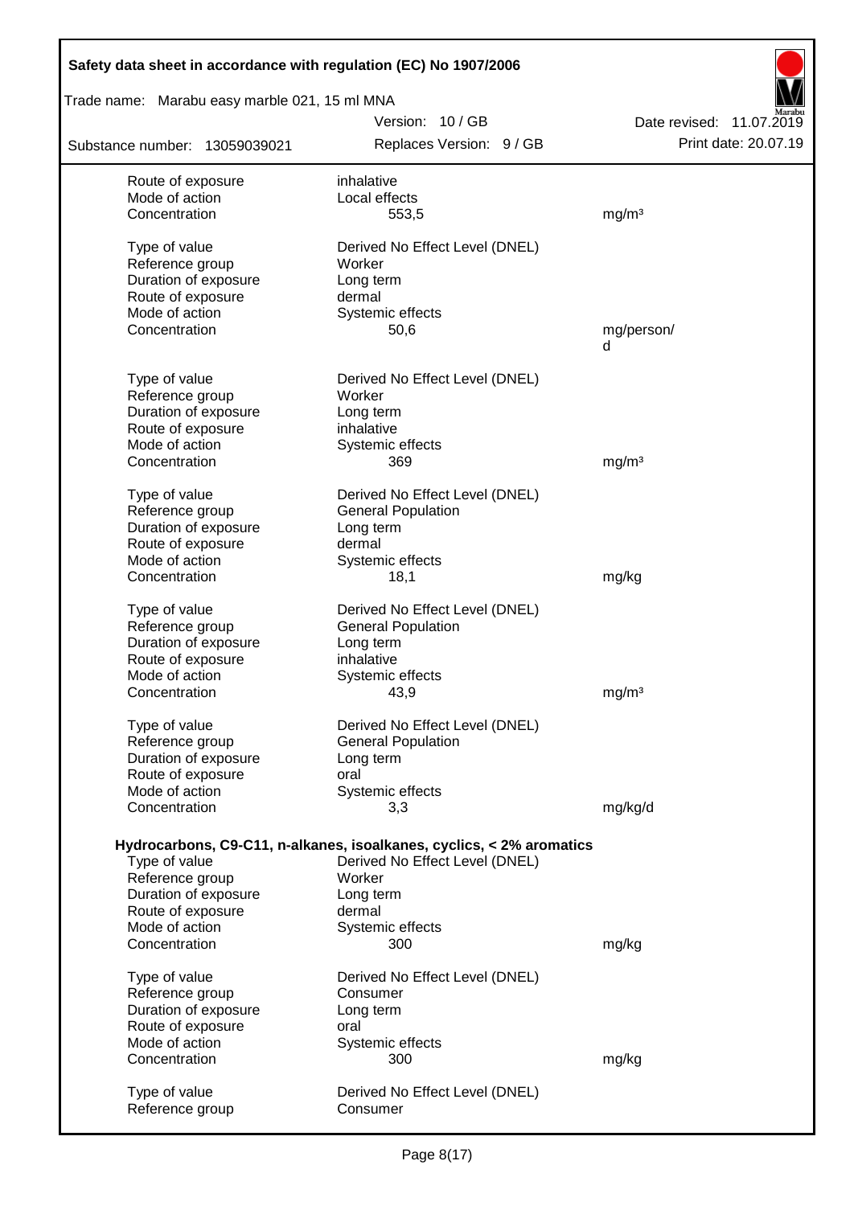| | | |
|---|---|---|
| Route of exposure | inhalative | |
| Mode of action | Local effects | |
| Concentration | 553,5 | mg/m³ |
| | | |
| Type of value | Derived No Effect Level (DNEL) | |
| Reference group | Worker | |
| Duration of exposure | Long term | |
| Route of exposure | dermal | |
| Mode of action | Systemic effects | |
| Concentration | 50,6 | mg/person/d |
| | | |
| Type of value | Derived No Effect Level (DNEL) | |
| Reference group | Worker | |
| Duration of exposure | Long term | |
| Route of exposure | inhalative | |
| Mode of action | Systemic effects | |
| Concentration | 369 | mg/m³ |
| | | |
| Type of value | Derived No Effect Level (DNEL) | |
| Reference group | General Population | |
| Duration of exposure | Long term | |
| Route of exposure | dermal | |
| Mode of action | Systemic effects | |
| Concentration | 18,1 | mg/kg |
| | | |
| Type of value | Derived No Effect Level (DNEL) | |
| Reference group | General Population | |
| Duration of exposure | Long term | |
| Route of exposure | inhalative | |
| Mode of action | Systemic effects | |
| Concentration | 43,9 | mg/m³ |
| | | |
| Type of value | Derived No Effect Level (DNEL) | |
| Reference group | General Population | |
| Duration of exposure | Long term | |
| Route of exposure | oral | |
| Mode of action | Systemic effects | |
| Concentration | 3,3 | mg/kg/d |

**Hydrocarbons, C9-C11, n-alkanes, isoalkanes, cyclics, < 2% aromatics**

| | | |
|---|---|---|
| Type of value | Derived No Effect Level (DNEL) | |
| Reference group | Worker | |
| Duration of exposure | Long term | |
| Route of exposure | dermal | |
| Mode of action | Systemic effects | |
| Concentration | 300 | mg/kg |
| | | |
| Type of value | Derived No Effect Level (DNEL) | |
| Reference group | Consumer | |
| Duration of exposure | Long term | |
| Route of exposure | oral | |
| Mode of action | Systemic effects | |
| Concentration | 300 | mg/kg |
| | | |
| Type of value | Derived No Effect Level (DNEL) | |
| Reference group | Consumer | |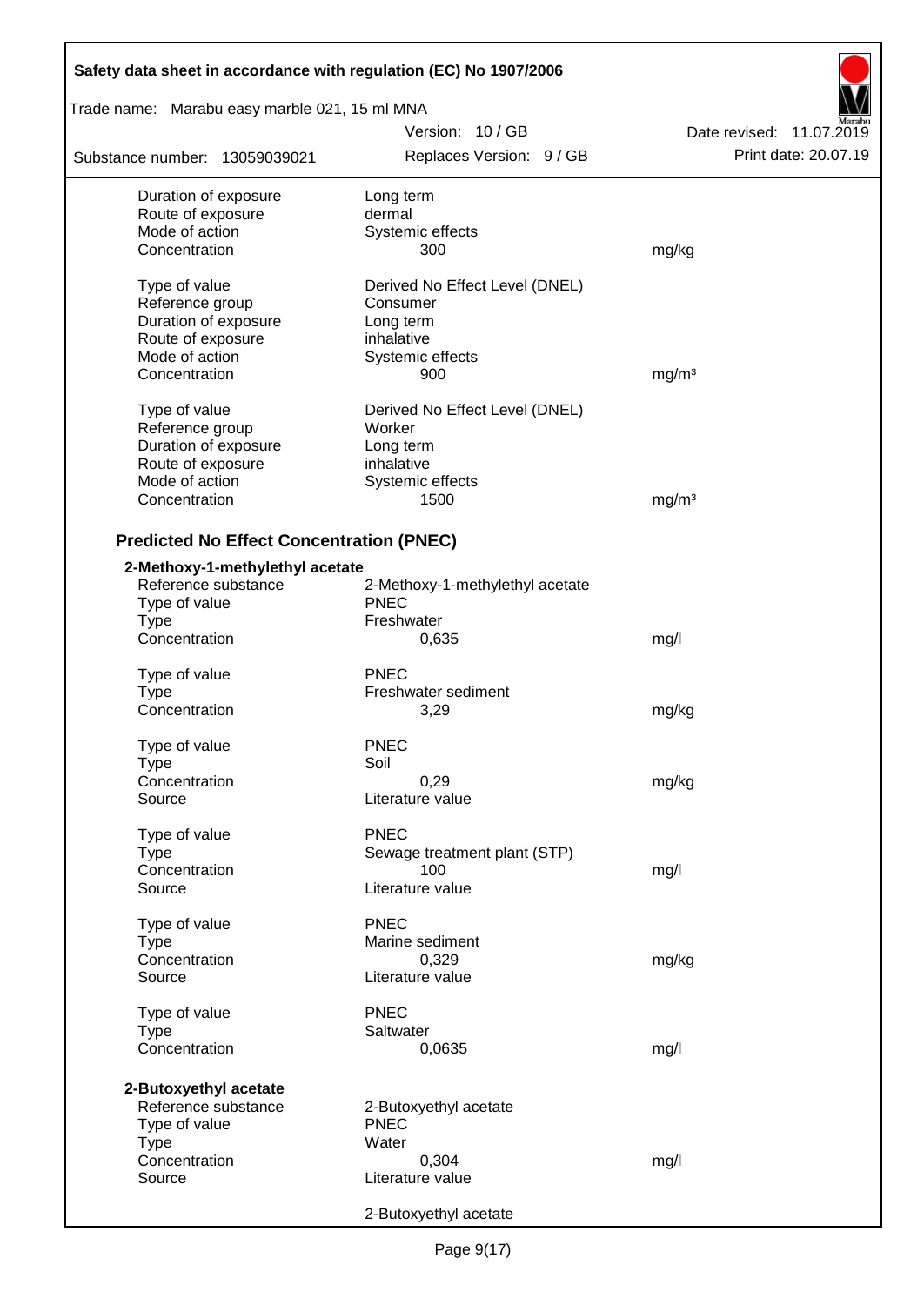| | | |
|---|---|---|
| Duration of exposure | Long term | |
| Route of exposure | dermal | |
| Mode of action | Systemic effects | |
| Concentration | 300 | mg/kg |
| | | |
| Type of value | Derived No Effect Level (DNEL) | |
| Reference group | Consumer | |
| Duration of exposure | Long term | |
| Route of exposure | inhalative | |
| Mode of action | Systemic effects | |
| Concentration | 900 | mg/m³ |
| | | |
| Type of value | Derived No Effect Level (DNEL) | |
| Reference group | Worker | |
| Duration of exposure | Long term | |
| Route of exposure | inhalative | |
| Mode of action | Systemic effects | |
| Concentration | 1500 | mg/m³ |

## Predicted No Effect Concentration (PNEC)

**2-Methoxy-1-methylethyl acetate**

| | | |
|---|---|---|
| Reference substance | 2-Methoxy-1-methylethyl acetate | |
| Type of value | PNEC | |
| Type | Freshwater | |
| Concentration | 0,635 | mg/l |
| | | |
| Type of value | PNEC | |
| Type | Freshwater sediment | |
| Concentration | 3,29 | mg/kg |
| | | |
| Type of value | PNEC | |
| Type | Soil | |
| Concentration | 0,29 | mg/kg |
| Source | Literature value | |
| | | |
| Type of value | PNEC | |
| Type | Sewage treatment plant (STP) | |
| Concentration | 100 | mg/l |
| Source | Literature value | |
| | | |
| Type of value | PNEC | |
| Type | Marine sediment | |
| Concentration | 0,329 | mg/kg |
| Source | Literature value | |
| | | |
| Type of value | PNEC | |
| Type | Saltwater | |
| Concentration | 0,0635 | mg/l |

**2-Butoxyethyl acetate**

| | | |
|---|---|---|
| Reference substance | 2-Butoxyethyl acetate | |
| Type of value | PNEC | |
| Type | Water | |
| Concentration | 0,304 | mg/l |
| Source | Literature value | |
| | | |
| | 2-Butoxyethyl acetate | |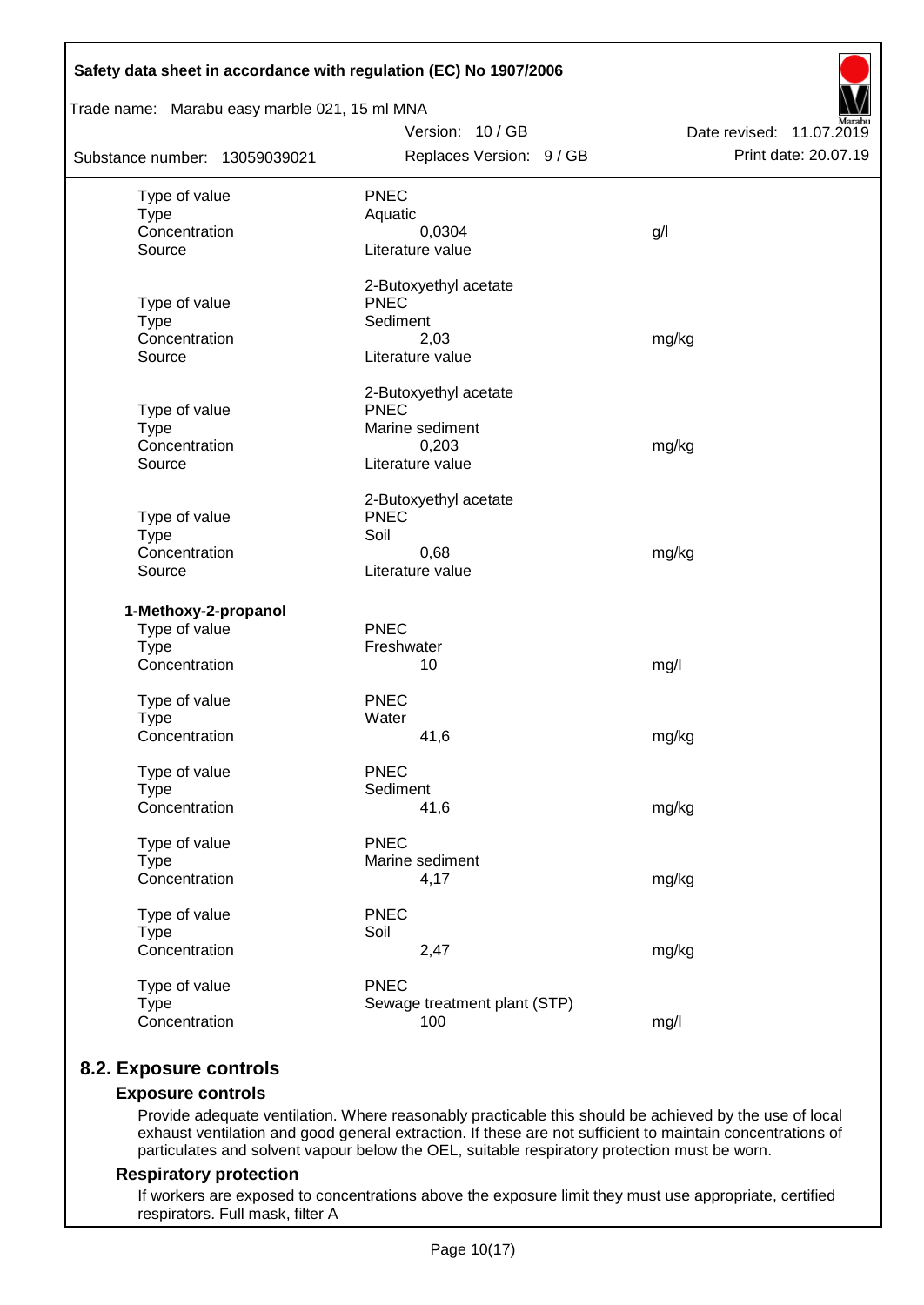| | | |
|---|---|---|
| Type of value | PNEC | |
| Type | Aquatic | |
| Concentration | 0,0304 | g/l |
| Source | Literature value | |
| | 2-Butoxyethyl acetate | |
| Type of value | PNEC | |
| Type | Sediment | |
| Concentration | 2,03 | mg/kg |
| Source | Literature value | |
| | 2-Butoxyethyl acetate | |
| Type of value | PNEC | |
| Type | Marine sediment | |
| Concentration | 0,203 | mg/kg |
| Source | Literature value | |
| | 2-Butoxyethyl acetate | |
| Type of value | PNEC | |
| Type | Soil | |
| Concentration | 0,68 | mg/kg |
| Source | Literature value | |

**1-Methoxy-2-propanol**

| | | |
|---|---|---|
| Type of value | PNEC | |
| Type | Freshwater | |
| Concentration | 10 | mg/l |
| Type of value | PNEC | |
| Type | Water | |
| Concentration | 41,6 | mg/kg |
| Type of value | PNEC | |
| Type | Sediment | |
| Concentration | 41,6 | mg/kg |
| Type of value | PNEC | |
| Type | Marine sediment | |
| Concentration | 4,17 | mg/kg |
| Type of value | PNEC | |
| Type | Soil | |
| Concentration | 2,47 | mg/kg |
| Type of value | PNEC | |
| Type | Sewage treatment plant (STP) | |
| Concentration | 100 | mg/l |

## 8.2. Exposure controls

### Exposure controls

Provide adequate ventilation. Where reasonably practicable this should be achieved by the use of local exhaust ventilation and good general extraction. If these are not sufficient to maintain concentrations of particulates and solvent vapour below the OEL, suitable respiratory protection must be worn.

### Respiratory protection

If workers are exposed to concentrations above the exposure limit they must use appropriate, certified respirators. Full mask, filter A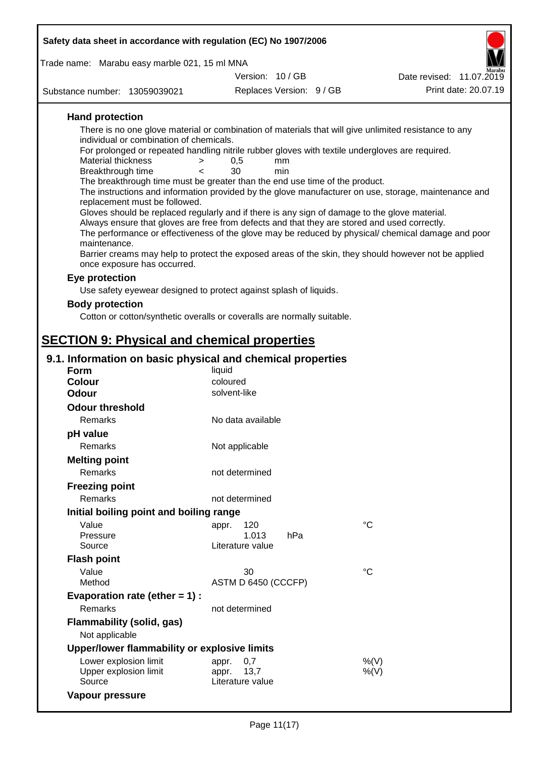### Hand protection

There is no one glove material or combination of materials that will give unlimited resistance to any individual or combination of chemicals.

For prolonged or repeated handling nitrile rubber gloves with textile undergloves are required.

| | | | |
|---|---|---|---|
| Material thickness | > | 0,5 | mm |
| Breakthrough time | < | 30 | min |

The breakthrough time must be greater than the end use time of the product.

The instructions and information provided by the glove manufacturer on use, storage, maintenance and replacement must be followed.

Gloves should be replaced regularly and if there is any sign of damage to the glove material.

Always ensure that gloves are free from defects and that they are stored and used correctly.

The performance or effectiveness of the glove may be reduced by physical/ chemical damage and poor maintenance.

Barrier creams may help to protect the exposed areas of the skin, they should however not be applied once exposure has occurred.

### Eye protection

Use safety eyewear designed to protect against splash of liquids.

### Body protection

Cotton or cotton/synthetic overalls or coveralls are normally suitable.

# SECTION 9: Physical and chemical properties

## 9.1. Information on basic physical and chemical properties

**Form** liquid

**Colour** coloured

**Odour** solvent-like

**Odour threshold**

Remarks: No data available

**pH value**

Remarks: Not applicable

**Melting point**

Remarks: not determined

**Freezing point**

Remarks: not determined

**Initial boiling point and boiling range**

| | | |
|---|---|---|
| Value | appr. 120 | °C |
| Pressure | 1.013 hPa | |
| Source | Literature value | |

**Flash point**

| | | |
|---|---|---|
| Value | 30 | °C |
| Method | ASTM D 6450 (CCCFP) | |

**Evaporation rate (ether = 1) :**

Remarks: not determined

**Flammability (solid, gas)**

Not applicable

**Upper/lower flammability or explosive limits**

| | | |
|---|---|---|
| Lower explosion limit | appr. 0,7 | %(V) |
| Upper explosion limit | appr. 13,7 | %(V) |
| Source | Literature value | |

**Vapour pressure**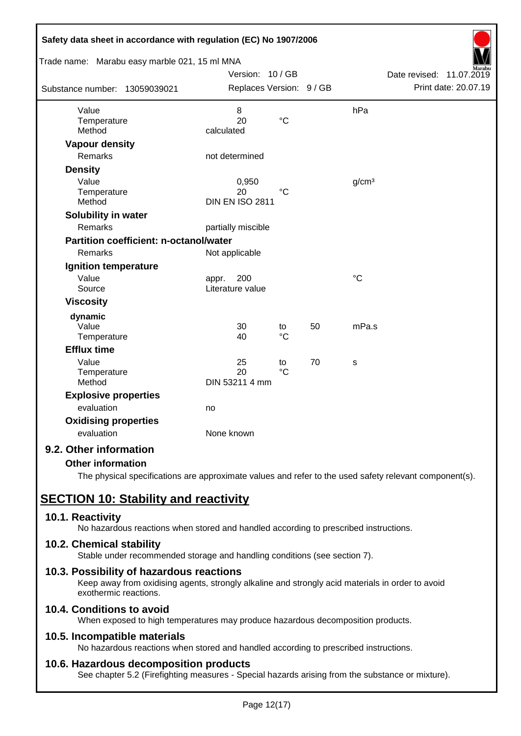| | | | | |
|---|---|---|---|---|
| Value | 8 | | | hPa |
| Temperature | 20 | °C | | |
| Method | calculated | | | |

**Vapour density**

| | |
|---|---|
| Remarks | not determined |

**Density**

| | | | |
|---|---|---|---|
| Value | 0,950 | | g/cm³ |
| Temperature | 20 | °C | |
| Method | DIN EN ISO 2811 | | |

**Solubility in water**

| | |
|---|---|
| Remarks | partially miscible |

**Partition coefficient: n-octanol/water**

| | |
|---|---|
| Remarks | Not applicable |

**Ignition temperature**

| | | |
|---|---|---|
| Value | appr. 200 | °C |
| Source | Literature value | |

**Viscosity**

**dynamic**

| | | | | |
|---|---|---|---|---|
| Value | 30 | to | 50 | mPa.s |
| Temperature | 40 | °C | | |

**Efflux time**

| | | | | |
|---|---|---|---|---|
| Value | 25 | to | 70 | s |
| Temperature | 20 | °C | | |
| Method | DIN 53211 4 mm | | | |

**Explosive properties**

| | |
|---|---|
| evaluation | no |

**Oxidising properties**

| | |
|---|---|
| evaluation | None known |

### 9.2. Other information

**Other information**

The physical specifications are approximate values and refer to the used safety relevant component(s).

## SECTION 10: Stability and reactivity

### 10.1. Reactivity

No hazardous reactions when stored and handled according to prescribed instructions.

### 10.2. Chemical stability

Stable under recommended storage and handling conditions (see section 7).

### 10.3. Possibility of hazardous reactions

Keep away from oxidising agents, strongly alkaline and strongly acid materials in order to avoid exothermic reactions.

### 10.4. Conditions to avoid

When exposed to high temperatures may produce hazardous decomposition products.

### 10.5. Incompatible materials

No hazardous reactions when stored and handled according to prescribed instructions.

### 10.6. Hazardous decomposition products

See chapter 5.2 (Firefighting measures - Special hazards arising from the substance or mixture).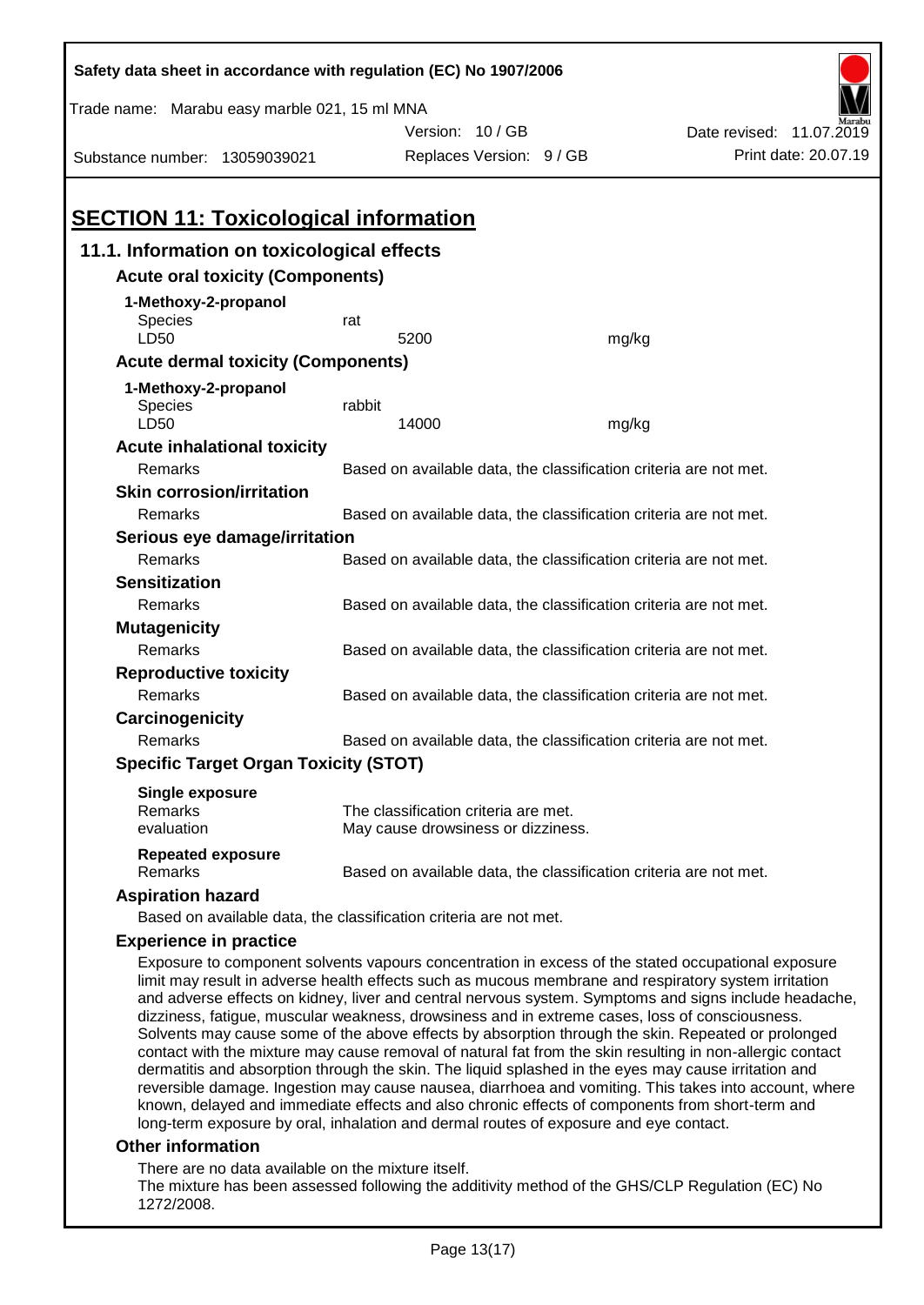# SECTION 11: Toxicological information

## 11.1. Information on toxicological effects

### Acute oral toxicity (Components)

**1-Methoxy-2-propanol**

| | | |
|---|---|---|
| Species | rat | |
| LD50 | 5200 | mg/kg |

### Acute dermal toxicity (Components)

**1-Methoxy-2-propanol**

| | | |
|---|---|---|
| Species | rabbit | |
| LD50 | 14000 | mg/kg |

### Acute inhalational toxicity

Remarks: Based on available data, the classification criteria are not met.

### Skin corrosion/irritation

Remarks: Based on available data, the classification criteria are not met.

### Serious eye damage/irritation

Remarks: Based on available data, the classification criteria are not met.

### Sensitization

Remarks: Based on available data, the classification criteria are not met.

### Mutagenicity

Remarks: Based on available data, the classification criteria are not met.

### Reproductive toxicity

Remarks: Based on available data, the classification criteria are not met.

### Carcinogenicity

Remarks: Based on available data, the classification criteria are not met.

### Specific Target Organ Toxicity (STOT)

**Single exposure**

Remarks: The classification criteria are met.

evaluation: May cause drowsiness or dizziness.

**Repeated exposure**

Remarks: Based on available data, the classification criteria are not met.

### Aspiration hazard

Based on available data, the classification criteria are not met.

### Experience in practice

Exposure to component solvents vapours concentration in excess of the stated occupational exposure limit may result in adverse health effects such as mucous membrane and respiratory system irritation and adverse effects on kidney, liver and central nervous system. Symptoms and signs include headache, dizziness, fatigue, muscular weakness, drowsiness and in extreme cases, loss of consciousness. Solvents may cause some of the above effects by absorption through the skin. Repeated or prolonged contact with the mixture may cause removal of natural fat from the skin resulting in non-allergic contact dermatitis and absorption through the skin. The liquid splashed in the eyes may cause irritation and reversible damage. Ingestion may cause nausea, diarrhoea and vomiting. This takes into account, where known, delayed and immediate effects and also chronic effects of components from short-term and long-term exposure by oral, inhalation and dermal routes of exposure and eye contact.

### Other information

There are no data available on the mixture itself.
The mixture has been assessed following the additivity method of the GHS/CLP Regulation (EC) No 1272/2008.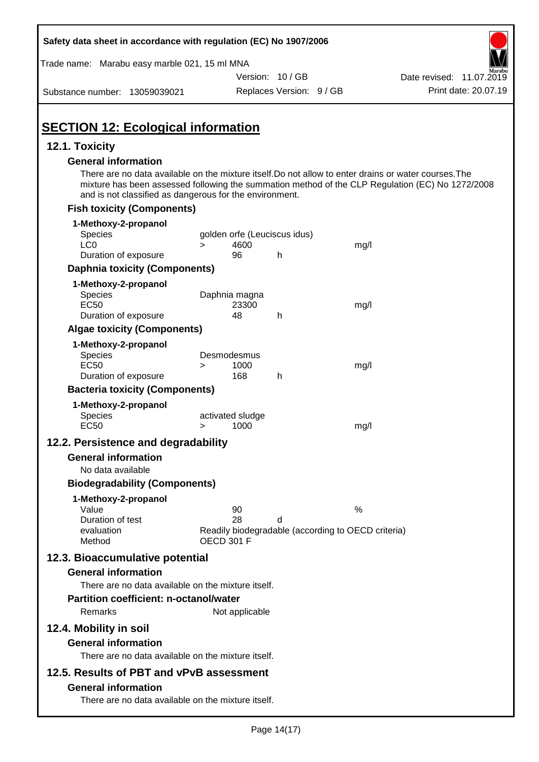## SECTION 12: Ecological information

### 12.1. Toxicity

**General information**

There are no data available on the mixture itself.Do not allow to enter drains or water courses.The mixture has been assessed following the summation method of the CLP Regulation (EC) No 1272/2008 and is not classified as dangerous for the environment.

**Fish toxicity (Components)**

**1-Methoxy-2-propanol**

| | | | | |
|---|---|---|---|---|
| Species | golden orfe (Leuciscus idus) | | | |
| LC0 | > | 4600 | | mg/l |
| Duration of exposure | | 96 | h | |

**Daphnia toxicity (Components)**

**1-Methoxy-2-propanol**

| | | | | |
|---|---|---|---|---|
| Species | Daphnia magna | | | |
| EC50 | | 23300 | | mg/l |
| Duration of exposure | | 48 | h | |

**Algae toxicity (Components)**

**1-Methoxy-2-propanol**

| | | | | |
|---|---|---|---|---|
| Species | Desmodesmus | | | |
| EC50 | > | 1000 | | mg/l |
| Duration of exposure | | 168 | h | |

**Bacteria toxicity (Components)**

**1-Methoxy-2-propanol**

| | | | | |
|---|---|---|---|---|
| Species | activated sludge | | | |
| EC50 | > | 1000 | | mg/l |

### 12.2. Persistence and degradability

**General information**

No data available

**Biodegradability (Components)**

**1-Methoxy-2-propanol**

| | | | |
|---|---|---|---|
| Value | 90 | | % |
| Duration of test | 28 | d | |
| evaluation | Readily biodegradable (according to OECD criteria) | | |
| Method | OECD 301 F | | |

### 12.3. Bioaccumulative potential

**General information**

There are no data available on the mixture itself.

**Partition coefficient: n-octanol/water**

Remarks: Not applicable

### 12.4. Mobility in soil

**General information**

There are no data available on the mixture itself.

### 12.5. Results of PBT and vPvB assessment

**General information**

There are no data available on the mixture itself.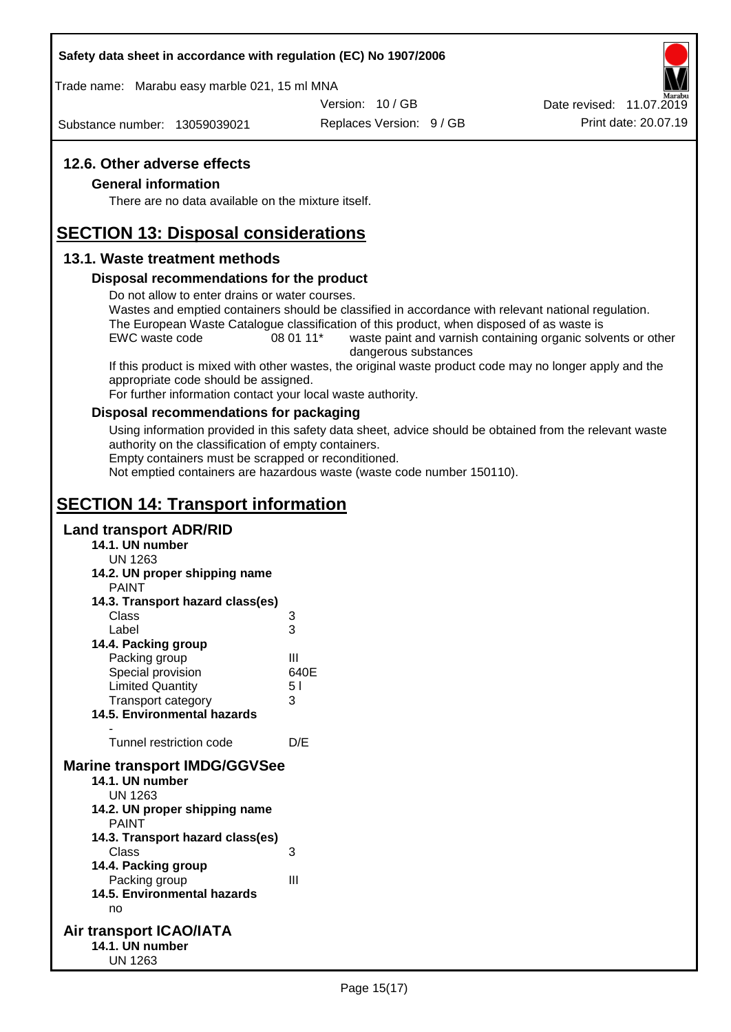## 12.6. Other adverse effects

### General information

There are no data available on the mixture itself.

# SECTION 13: Disposal considerations

## 13.1. Waste treatment methods

### Disposal recommendations for the product

Do not allow to enter drains or water courses.
Wastes and emptied containers should be classified in accordance with relevant national regulation.
The European Waste Catalogue classification of this product, when disposed of as waste is

| EWC waste code | 08 01 11* | waste paint and varnish containing organic solvents or other dangerous substances |
|---|---|---|

If this product is mixed with other wastes, the original waste product code may no longer apply and the appropriate code should be assigned.
For further information contact your local waste authority.

### Disposal recommendations for packaging

Using information provided in this safety data sheet, advice should be obtained from the relevant waste authority on the classification of empty containers.
Empty containers must be scrapped or reconditioned.
Not emptied containers are hazardous waste (waste code number 150110).

# SECTION 14: Transport information

## Land transport ADR/RID

**14.1. UN number**
UN 1263

**14.2. UN proper shipping name**
PAINT

**14.3. Transport hazard class(es)**

| | |
|---|---|
| Class | 3 |
| Label | 3 |

**14.4. Packing group**

| | |
|---|---|
| Packing group | III |
| Special provision | 640E |
| Limited Quantity | 5 l |
| Transport category | 3 |

**14.5. Environmental hazards**
-

| | |
|---|---|
| Tunnel restriction code | D/E |

## Marine transport IMDG/GGVSee

**14.1. UN number**
UN 1263

**14.2. UN proper shipping name**
PAINT

**14.3. Transport hazard class(es)**

| | |
|---|---|
| Class | 3 |

**14.4. Packing group**

| | |
|---|---|
| Packing group | III |

**14.5. Environmental hazards**
no

## Air transport ICAO/IATA

**14.1. UN number**
UN 1263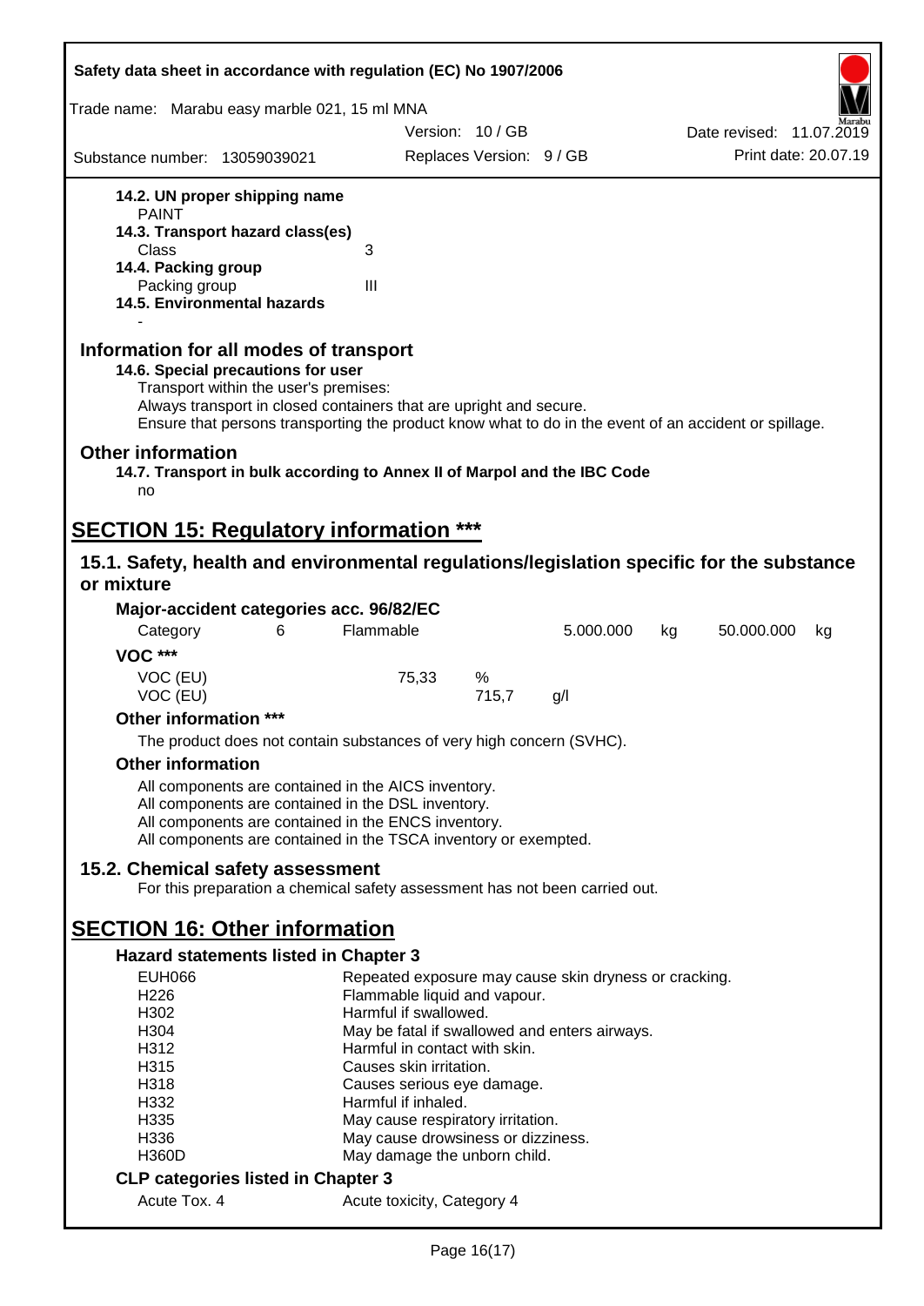**14.2. UN proper shipping name**

PAINT

**14.3. Transport hazard class(es)**

| | |
|---|---|
| Class | 3 |

**14.4. Packing group**

| | |
|---|---|
| Packing group | III |

**14.5. Environmental hazards**

-

## Information for all modes of transport

**14.6. Special precautions for user**

Transport within the user's premises:
Always transport in closed containers that are upright and secure.
Ensure that persons transporting the product know what to do in the event of an accident or spillage.

## Other information

**14.7. Transport in bulk according to Annex II of Marpol and the IBC Code**

no

# SECTION 15: Regulatory information ***

## 15.1. Safety, health and environmental regulations/legislation specific for the substance or mixture

**Major-accident categories acc. 96/82/EC**

| Category | 6 | Flammable | 5.000.000 | kg | 50.000.000 | kg |
|---|---|---|---|---|---|---|

**VOC *****

| | | | |
|---|---|---|---|
| VOC (EU) | 75,33 | % | |
| VOC (EU) | | 715,7 | g/l |

**Other information *****

The product does not contain substances of very high concern (SVHC).

**Other information**

All components are contained in the AICS inventory.
All components are contained in the DSL inventory.
All components are contained in the ENCS inventory.
All components are contained in the TSCA inventory or exempted.

## 15.2. Chemical safety assessment

For this preparation a chemical safety assessment has not been carried out.

# SECTION 16: Other information

**Hazard statements listed in Chapter 3**

| | |
|---|---|
| EUH066 | Repeated exposure may cause skin dryness or cracking. |
| H226 | Flammable liquid and vapour. |
| H302 | Harmful if swallowed. |
| H304 | May be fatal if swallowed and enters airways. |
| H312 | Harmful in contact with skin. |
| H315 | Causes skin irritation. |
| H318 | Causes serious eye damage. |
| H332 | Harmful if inhaled. |
| H335 | May cause respiratory irritation. |
| H336 | May cause drowsiness or dizziness. |
| H360D | May damage the unborn child. |

**CLP categories listed in Chapter 3**

| | |
|---|---|
| Acute Tox. 4 | Acute toxicity, Category 4 |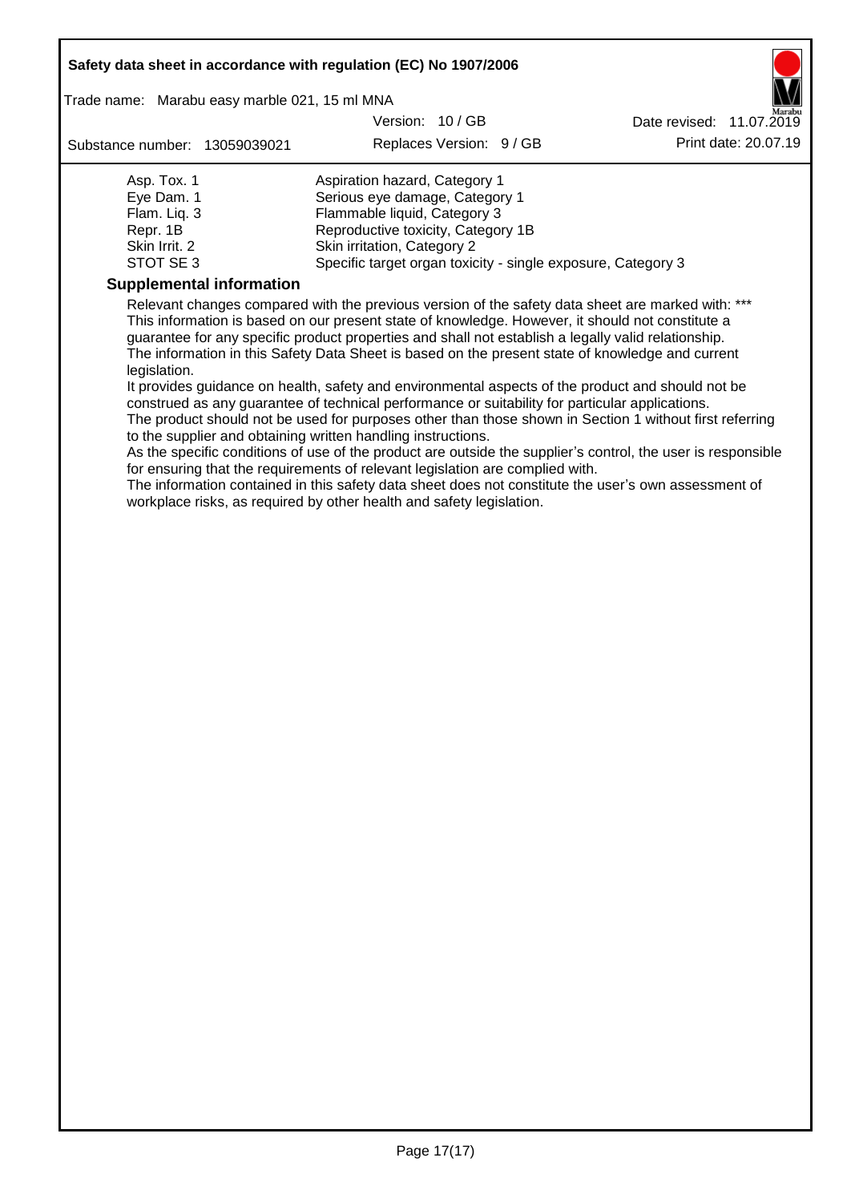| | |
|---|---|
| Asp. Tox. 1 | Aspiration hazard, Category 1 |
| Eye Dam. 1 | Serious eye damage, Category 1 |
| Flam. Liq. 3 | Flammable liquid, Category 3 |
| Repr. 1B | Reproductive toxicity, Category 1B |
| Skin Irrit. 2 | Skin irritation, Category 2 |
| STOT SE 3 | Specific target organ toxicity - single exposure, Category 3 |

## Supplemental information

Relevant changes compared with the previous version of the safety data sheet are marked with: ***
This information is based on our present state of knowledge. However, it should not constitute a guarantee for any specific product properties and shall not establish a legally valid relationship.
The information in this Safety Data Sheet is based on the present state of knowledge and current legislation.
It provides guidance on health, safety and environmental aspects of the product and should not be construed as any guarantee of technical performance or suitability for particular applications.
The product should not be used for purposes other than those shown in Section 1 without first referring to the supplier and obtaining written handling instructions.
As the specific conditions of use of the product are outside the supplier's control, the user is responsible for ensuring that the requirements of relevant legislation are complied with.
The information contained in this safety data sheet does not constitute the user's own assessment of workplace risks, as required by other health and safety legislation.